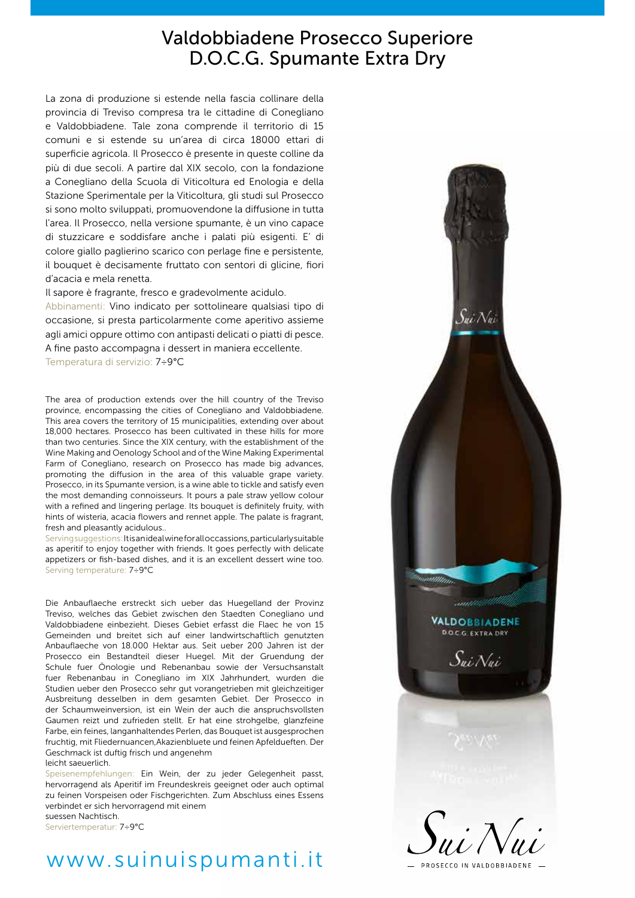# Valdobbiadene Prosecco Superiore D.O.C.G. Spumante Extra Dry

La zona di produzione si estende nella fascia collinare della provincia di Treviso compresa tra le cittadine di Conegliano e Valdobbiadene. Tale zona comprende il territorio di 15 comuni e si estende su un'area di circa 18000 ettari di superficie agricola. Il Prosecco è presente in queste colline da più di due secoli. A partire dal XIX secolo, con la fondazione a Conegliano della Scuola di Viticoltura ed Enologia e della Stazione Sperimentale per la Viticoltura, gli studi sul Prosecco si sono molto sviluppati, promuovendone la diffusione in tutta l'area. Il Prosecco, nella versione spumante, è un vino capace di stuzzicare e soddisfare anche i palati più esigenti. E' di colore giallo paglierino scarico con perlage fine e persistente, il bouquet è decisamente fruttato con sentori di glicine, fiori d'acacia e mela renetta.

Il sapore è fragrante, fresco e gradevolmente acidulo.

Abbinamenti: Vino indicato per sottolineare qualsiasi tipo di occasione, si presta particolarmente come aperitivo assieme agli amici oppure ottimo con antipasti delicati o piatti di pesce. A fine pasto accompagna i dessert in maniera eccellente.

Temperatura di servizio: 7÷9°C

The area of production extends over the hill country of the Treviso province, encompassing the cities of Conegliano and Valdobbiadene. This area covers the territory of 15 municipalities, extending over about 18,000 hectares. Prosecco has been cultivated in these hills for more than two centuries. Since the XIX century, with the establishment of the Wine Making and Oenology School and of the Wine Making Experimental Farm of Conegliano, research on Prosecco has made big advances, promoting the diffusion in the area of this valuable grape variety. Prosecco, in its Spumante version, is a wine able to tickle and satisfy even the most demanding connoisseurs. It pours a pale straw yellow colour with a refined and lingering perlage. Its bouquet is definitely fruity, with hints of wisteria, acacia flowers and rennet apple. The palate is fragrant, fresh and pleasantly acidulous..

Serving suggestions: It is an ideal wine for all occassions, particularly suitable as aperitif to enjoy together with friends. It goes perfectly with delicate appetizers or fish-based dishes, and it is an excellent dessert wine too.

Serving temperature: 7÷9°C

Die Anbauflaeche erstreckt sich ueber das Huegelland der Provinz Treviso, welches das Gebiet zwischen den Staedten Conegliano und Valdobbiadene einbezieht. Dieses Gebiet erfasst die Flaec he von 15 Gemeinden und breitet sich auf einer landwirtschaftlich genutzten Anbauflaeche von 18.000 Hektar aus. Seit ueber 200 Jahren ist der Prosecco ein Bestandteil dieser Huegel. Mit der Gruendung der Schule fuer Önologie und Rebenanbau sowie der Versuchsanstalt fuer Rebenanbau in Conegliano im XIX Jahrhundert, wurden die Studien ueber den Prosecco sehr gut vorangetrieben mit gleichzeitiger Ausbreitung desselben in dem gesamten Gebiet. Der Prosecco in der Schaumweinversion, ist ein Wein der auch die anspruchsvollsten Gaumen reizt und zufrieden stellt. Er hat eine strohgelbe, glanzfeine Farbe, ein feines, langanhaltendes Perlen, das Bouquet ist ausgesprochen fruchtig, mit Fliedernuancen,Akazienbluete und feinen Apfeldueften. Der Geschmack ist duftig frisch und angenehm leicht saeuerlich.

Speisenempfehlungen: Ein Wein, der zu jeder Gelegenheit passt, hervorragend als Aperitif im Freundeskreis geeignet oder auch optimal zu feinen Vorspeisen oder Fischgerichten. Zum Abschluss eines Essens verbindet er sich hervorragend mit einem suessen Nachtisch.

Serviertemperatur: 7÷9°C

www.suinuispumanti.it

Sui Nui

— PROSECCO IN VALDOBBIADENE —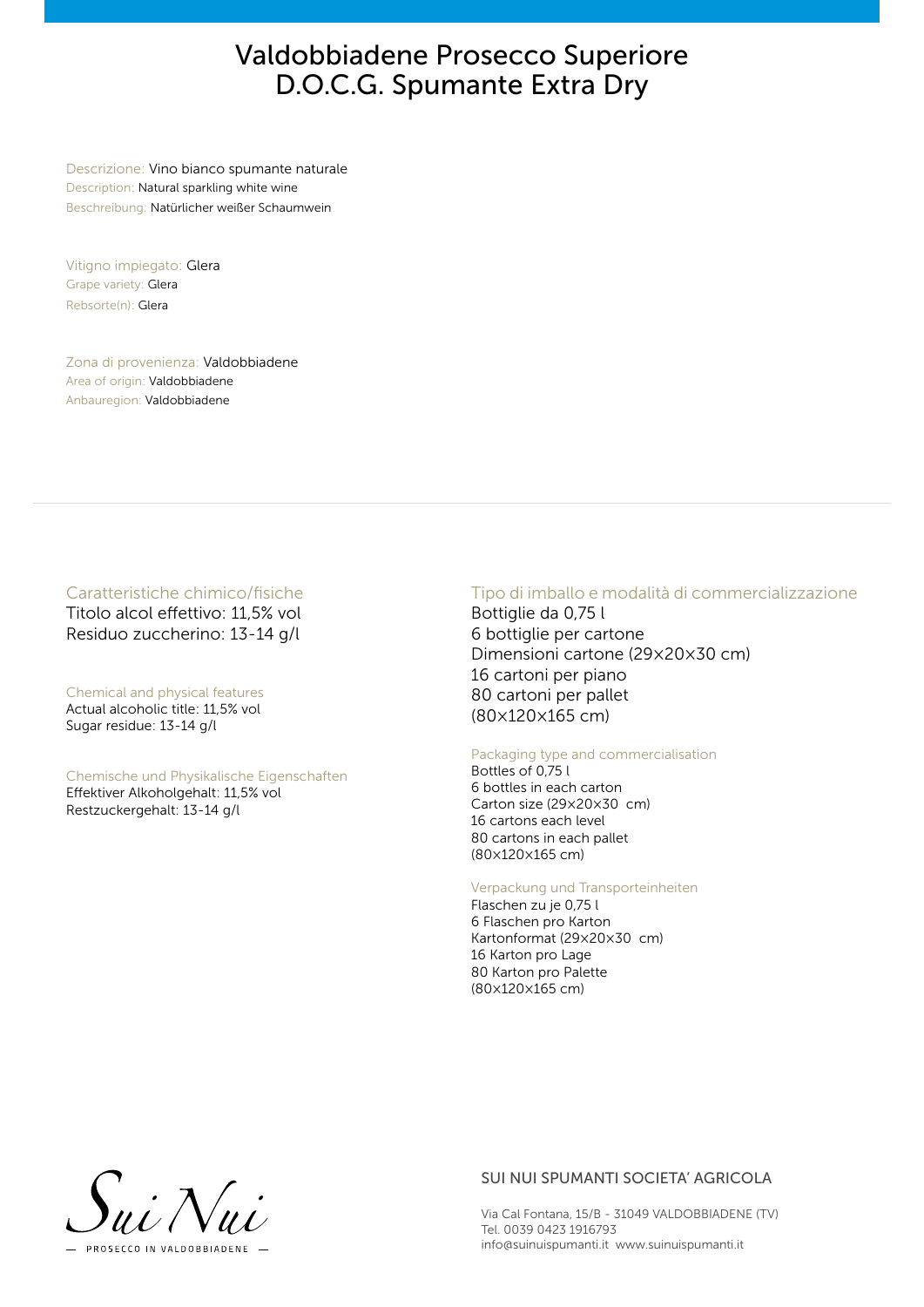# Valdobbiadene Prosecco Superiore D.O.C.G. Spumante Extra Dry

Descrizione: Vino bianco spumante naturale
Description: Natural sparkling white wine
Beschreibung: Natürlicher weißer Schaumwein

Vitigno impiegato: Glera
Grape variety: Glera
Rebsorte(n): Glera

Zona di provenienza: Valdobbiadene
Area of origin: Valdobbiadene
Anbauregion: Valdobbiadene

---

### Caratteristiche chimico/fisiche

Titolo alcol effettivo: 11,5% vol
Residuo zuccherino: 13-14 g/l

### Chemical and physical features

Actual alcoholic title: 11,5% vol
Sugar residue: 13-14 g/l

### Chemische und Physikalische Eigenschaften

Effektiver Alkoholgehalt: 11,5% vol
Restzuckergehalt: 13-14 g/l

### Tipo di imballo e modalità di commercializzazione

Bottiglie da 0,75 l
6 bottiglie per cartone
Dimensioni cartone (29×20×30 cm)
16 cartoni per piano
80 cartoni per pallet
(80×120×165 cm)

### Packaging type and commercialisation

Bottles of 0,75 l
6 bottles in each carton
Carton size (29×20×30 cm)
16 cartons each level
80 cartons in each pallet
(80×120×165 cm)

### Verpackung und Transporteinheiten

Flaschen zu je 0,75 l
6 Flaschen pro Karton
Kartonformat (29×20×30 cm)
16 Karton pro Lage
80 Karton pro Palette
(80×120×165 cm)

Sui Nui
— PROSECCO IN VALDOBBIADENE —

SUI NUI SPUMANTI SOCIETA' AGRICOLA

Via Cal Fontana, 15/B - 31049 VALDOBBIADENE (TV)
Tel. 0039 0423 1916793
info@suinuispumanti.it www.suinuispumanti.it